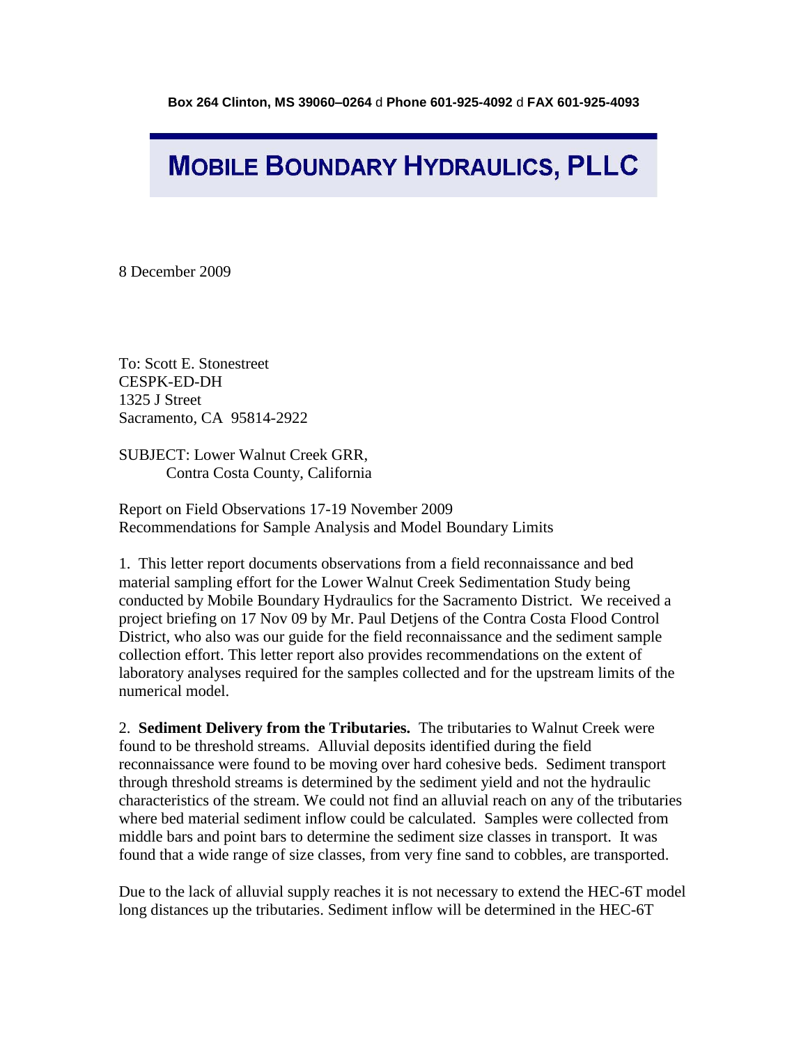Box 264 Clinton, MS 39060–0264 ◆ Phone 601-925-4092 ◆ FAX 601-925-4093

# MOBILE BOUNDARY HYDRAULICS, PLLC

8 December 2009

To: Scott E. Stonestreet
CESPK-ED-DH
1325 J Street
Sacramento, CA 95814-2922

SUBJECT: Lower Walnut Creek GRR,
Contra Costa County, California

Report on Field Observations 17-19 November 2009
Recommendations for Sample Analysis and Model Boundary Limits

1. This letter report documents observations from a field reconnaissance and bed material sampling effort for the Lower Walnut Creek Sedimentation Study being conducted by Mobile Boundary Hydraulics for the Sacramento District. We received a project briefing on 17 Nov 09 by Mr. Paul Detjens of the Contra Costa Flood Control District, who also was our guide for the field reconnaissance and the sediment sample collection effort. This letter report also provides recommendations on the extent of laboratory analyses required for the samples collected and for the upstream limits of the numerical model.

2. **Sediment Delivery from the Tributaries.** The tributaries to Walnut Creek were found to be threshold streams. Alluvial deposits identified during the field reconnaissance were found to be moving over hard cohesive beds. Sediment transport through threshold streams is determined by the sediment yield and not the hydraulic characteristics of the stream. We could not find an alluvial reach on any of the tributaries where bed material sediment inflow could be calculated. Samples were collected from middle bars and point bars to determine the sediment size classes in transport. It was found that a wide range of size classes, from very fine sand to cobbles, are transported.

Due to the lack of alluvial supply reaches it is not necessary to extend the HEC-6T model long distances up the tributaries. Sediment inflow will be determined in the HEC-6T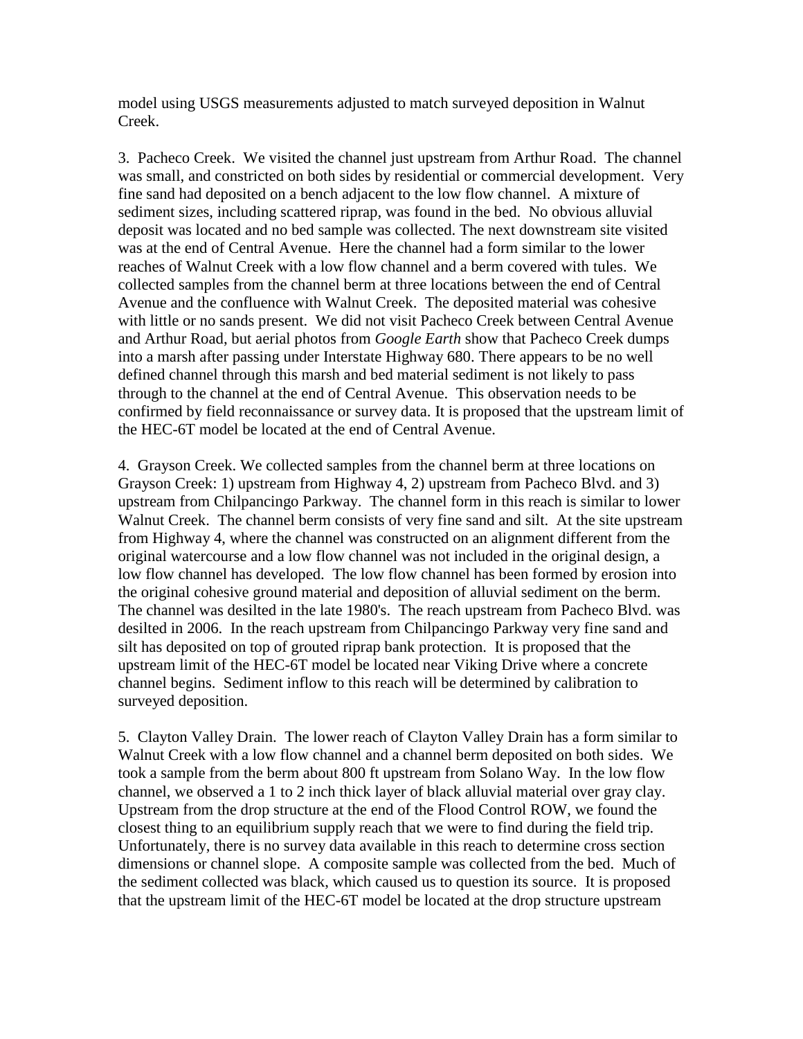model using USGS measurements adjusted to match surveyed deposition in Walnut Creek.

3. Pacheco Creek. We visited the channel just upstream from Arthur Road. The channel was small, and constricted on both sides by residential or commercial development. Very fine sand had deposited on a bench adjacent to the low flow channel. A mixture of sediment sizes, including scattered riprap, was found in the bed. No obvious alluvial deposit was located and no bed sample was collected. The next downstream site visited was at the end of Central Avenue. Here the channel had a form similar to the lower reaches of Walnut Creek with a low flow channel and a berm covered with tules. We collected samples from the channel berm at three locations between the end of Central Avenue and the confluence with Walnut Creek. The deposited material was cohesive with little or no sands present. We did not visit Pacheco Creek between Central Avenue and Arthur Road, but aerial photos from *Google Earth* show that Pacheco Creek dumps into a marsh after passing under Interstate Highway 680. There appears to be no well defined channel through this marsh and bed material sediment is not likely to pass through to the channel at the end of Central Avenue. This observation needs to be confirmed by field reconnaissance or survey data. It is proposed that the upstream limit of the HEC-6T model be located at the end of Central Avenue.

4. Grayson Creek. We collected samples from the channel berm at three locations on Grayson Creek: 1) upstream from Highway 4, 2) upstream from Pacheco Blvd. and 3) upstream from Chilpancingo Parkway. The channel form in this reach is similar to lower Walnut Creek. The channel berm consists of very fine sand and silt. At the site upstream from Highway 4, where the channel was constructed on an alignment different from the original watercourse and a low flow channel was not included in the original design, a low flow channel has developed. The low flow channel has been formed by erosion into the original cohesive ground material and deposition of alluvial sediment on the berm. The channel was desilted in the late 1980's. The reach upstream from Pacheco Blvd. was desilted in 2006. In the reach upstream from Chilpancingo Parkway very fine sand and silt has deposited on top of grouted riprap bank protection. It is proposed that the upstream limit of the HEC-6T model be located near Viking Drive where a concrete channel begins. Sediment inflow to this reach will be determined by calibration to surveyed deposition.

5. Clayton Valley Drain. The lower reach of Clayton Valley Drain has a form similar to Walnut Creek with a low flow channel and a channel berm deposited on both sides. We took a sample from the berm about 800 ft upstream from Solano Way. In the low flow channel, we observed a 1 to 2 inch thick layer of black alluvial material over gray clay. Upstream from the drop structure at the end of the Flood Control ROW, we found the closest thing to an equilibrium supply reach that we were to find during the field trip. Unfortunately, there is no survey data available in this reach to determine cross section dimensions or channel slope. A composite sample was collected from the bed. Much of the sediment collected was black, which caused us to question its source. It is proposed that the upstream limit of the HEC-6T model be located at the drop structure upstream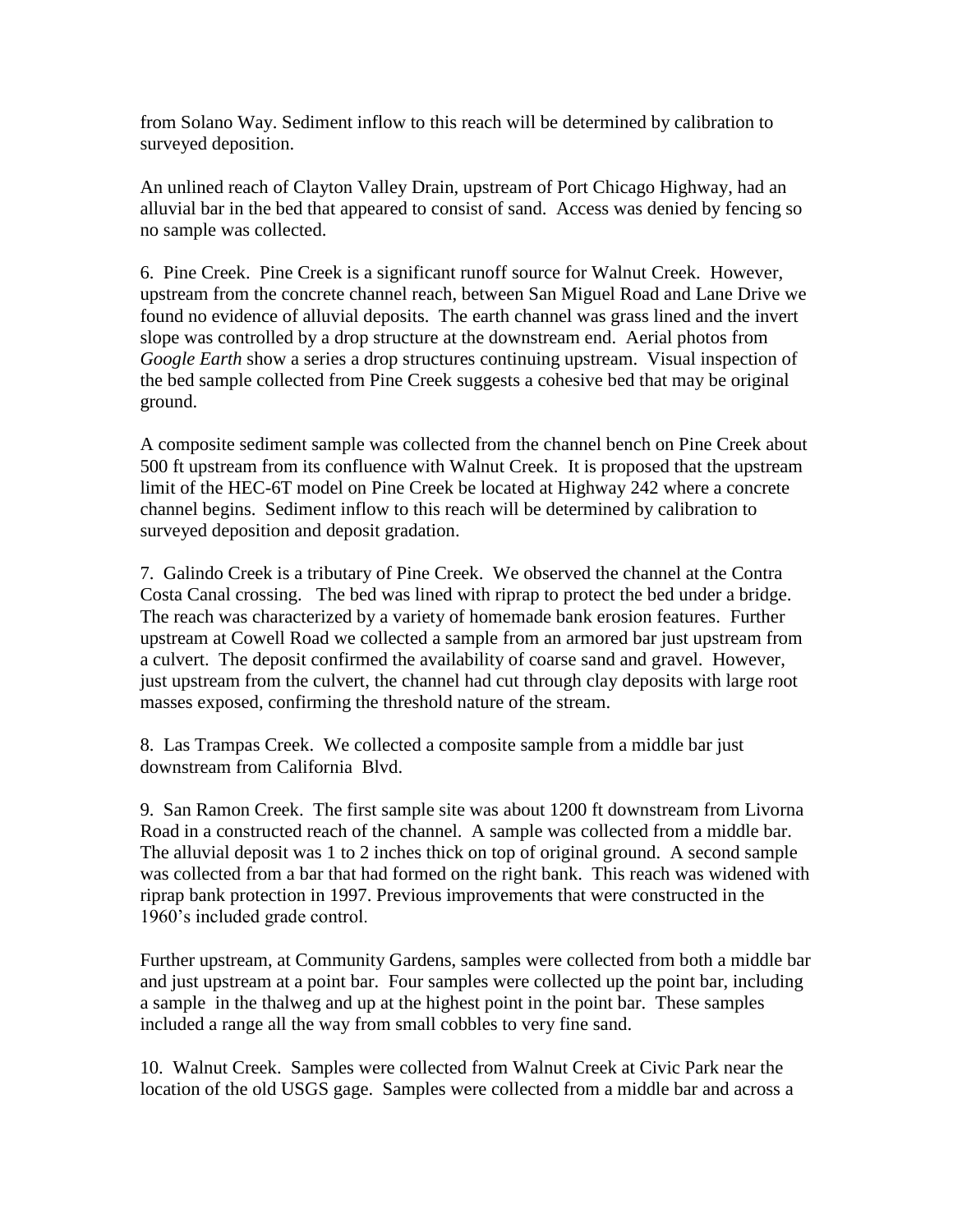from Solano Way. Sediment inflow to this reach will be determined by calibration to surveyed deposition.

An unlined reach of Clayton Valley Drain, upstream of Port Chicago Highway, had an alluvial bar in the bed that appeared to consist of sand. Access was denied by fencing so no sample was collected.

6. Pine Creek. Pine Creek is a significant runoff source for Walnut Creek. However, upstream from the concrete channel reach, between San Miguel Road and Lane Drive we found no evidence of alluvial deposits. The earth channel was grass lined and the invert slope was controlled by a drop structure at the downstream end. Aerial photos from *Google Earth* show a series a drop structures continuing upstream. Visual inspection of the bed sample collected from Pine Creek suggests a cohesive bed that may be original ground.

A composite sediment sample was collected from the channel bench on Pine Creek about 500 ft upstream from its confluence with Walnut Creek. It is proposed that the upstream limit of the HEC-6T model on Pine Creek be located at Highway 242 where a concrete channel begins. Sediment inflow to this reach will be determined by calibration to surveyed deposition and deposit gradation.

7. Galindo Creek is a tributary of Pine Creek. We observed the channel at the Contra Costa Canal crossing. The bed was lined with riprap to protect the bed under a bridge. The reach was characterized by a variety of homemade bank erosion features. Further upstream at Cowell Road we collected a sample from an armored bar just upstream from a culvert. The deposit confirmed the availability of coarse sand and gravel. However, just upstream from the culvert, the channel had cut through clay deposits with large root masses exposed, confirming the threshold nature of the stream.

8. Las Trampas Creek. We collected a composite sample from a middle bar just downstream from California Blvd.

9. San Ramon Creek. The first sample site was about 1200 ft downstream from Livorna Road in a constructed reach of the channel. A sample was collected from a middle bar. The alluvial deposit was 1 to 2 inches thick on top of original ground. A second sample was collected from a bar that had formed on the right bank. This reach was widened with riprap bank protection in 1997. Previous improvements that were constructed in the 1960's included grade control.

Further upstream, at Community Gardens, samples were collected from both a middle bar and just upstream at a point bar. Four samples were collected up the point bar, including a sample in the thalweg and up at the highest point in the point bar. These samples included a range all the way from small cobbles to very fine sand.

10. Walnut Creek. Samples were collected from Walnut Creek at Civic Park near the location of the old USGS gage. Samples were collected from a middle bar and across a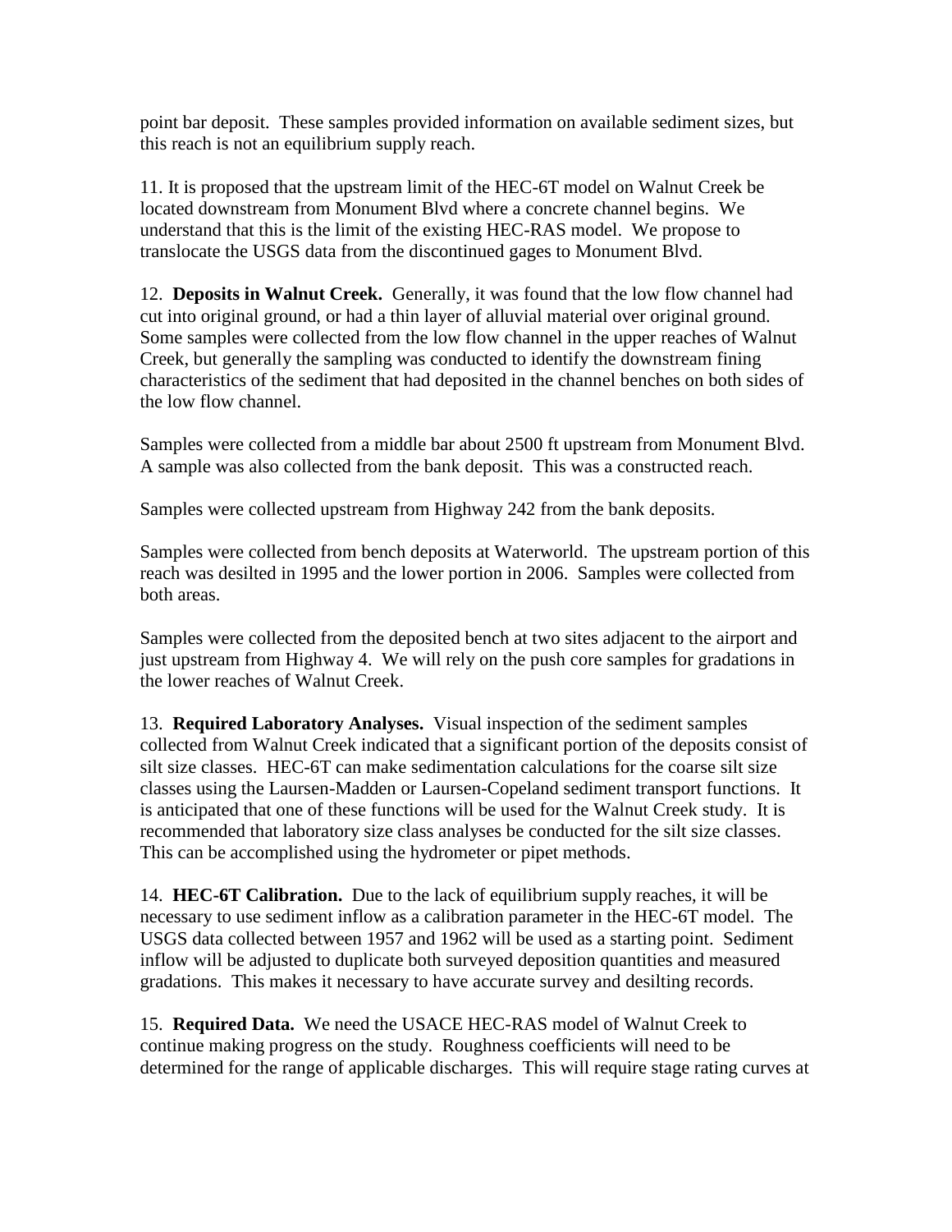point bar deposit. These samples provided information on available sediment sizes, but this reach is not an equilibrium supply reach.

11. It is proposed that the upstream limit of the HEC-6T model on Walnut Creek be located downstream from Monument Blvd where a concrete channel begins. We understand that this is the limit of the existing HEC-RAS model. We propose to translocate the USGS data from the discontinued gages to Monument Blvd.

12. **Deposits in Walnut Creek.** Generally, it was found that the low flow channel had cut into original ground, or had a thin layer of alluvial material over original ground. Some samples were collected from the low flow channel in the upper reaches of Walnut Creek, but generally the sampling was conducted to identify the downstream fining characteristics of the sediment that had deposited in the channel benches on both sides of the low flow channel.

Samples were collected from a middle bar about 2500 ft upstream from Monument Blvd. A sample was also collected from the bank deposit. This was a constructed reach.

Samples were collected upstream from Highway 242 from the bank deposits.

Samples were collected from bench deposits at Waterworld. The upstream portion of this reach was desilted in 1995 and the lower portion in 2006. Samples were collected from both areas.

Samples were collected from the deposited bench at two sites adjacent to the airport and just upstream from Highway 4. We will rely on the push core samples for gradations in the lower reaches of Walnut Creek.

13. **Required Laboratory Analyses.** Visual inspection of the sediment samples collected from Walnut Creek indicated that a significant portion of the deposits consist of silt size classes. HEC-6T can make sedimentation calculations for the coarse silt size classes using the Laursen-Madden or Laursen-Copeland sediment transport functions. It is anticipated that one of these functions will be used for the Walnut Creek study. It is recommended that laboratory size class analyses be conducted for the silt size classes. This can be accomplished using the hydrometer or pipet methods.

14. **HEC-6T Calibration.** Due to the lack of equilibrium supply reaches, it will be necessary to use sediment inflow as a calibration parameter in the HEC-6T model. The USGS data collected between 1957 and 1962 will be used as a starting point. Sediment inflow will be adjusted to duplicate both surveyed deposition quantities and measured gradations. This makes it necessary to have accurate survey and desilting records.

15. **Required Data.** We need the USACE HEC-RAS model of Walnut Creek to continue making progress on the study. Roughness coefficients will need to be determined for the range of applicable discharges. This will require stage rating curves at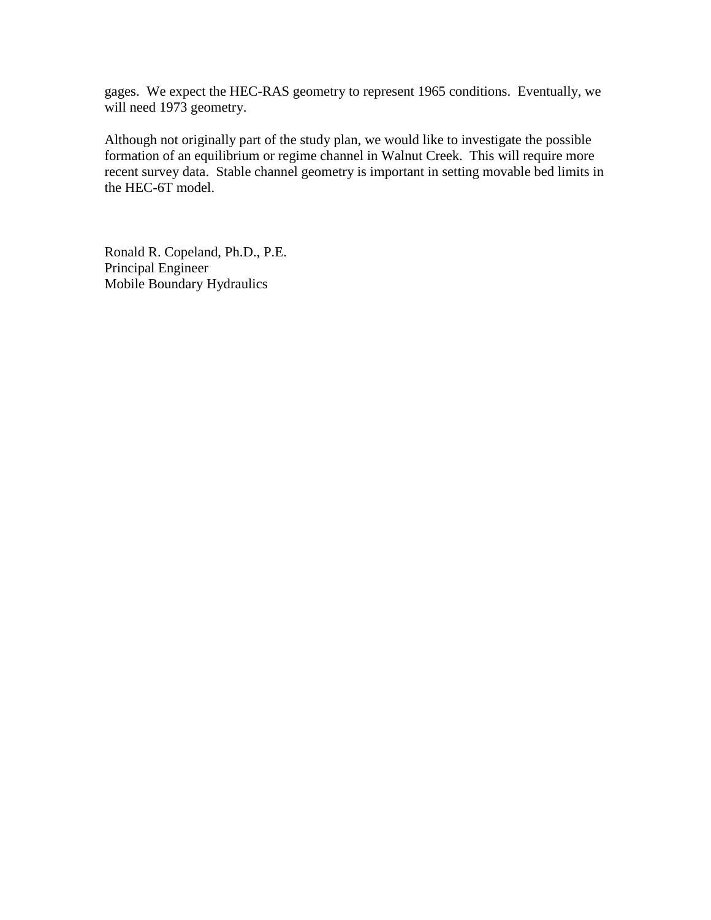gages. We expect the HEC-RAS geometry to represent 1965 conditions. Eventually, we will need 1973 geometry.

Although not originally part of the study plan, we would like to investigate the possible formation of an equilibrium or regime channel in Walnut Creek. This will require more recent survey data. Stable channel geometry is important in setting movable bed limits in the HEC-6T model.

Ronald R. Copeland, Ph.D., P.E.  
Principal Engineer  
Mobile Boundary Hydraulics